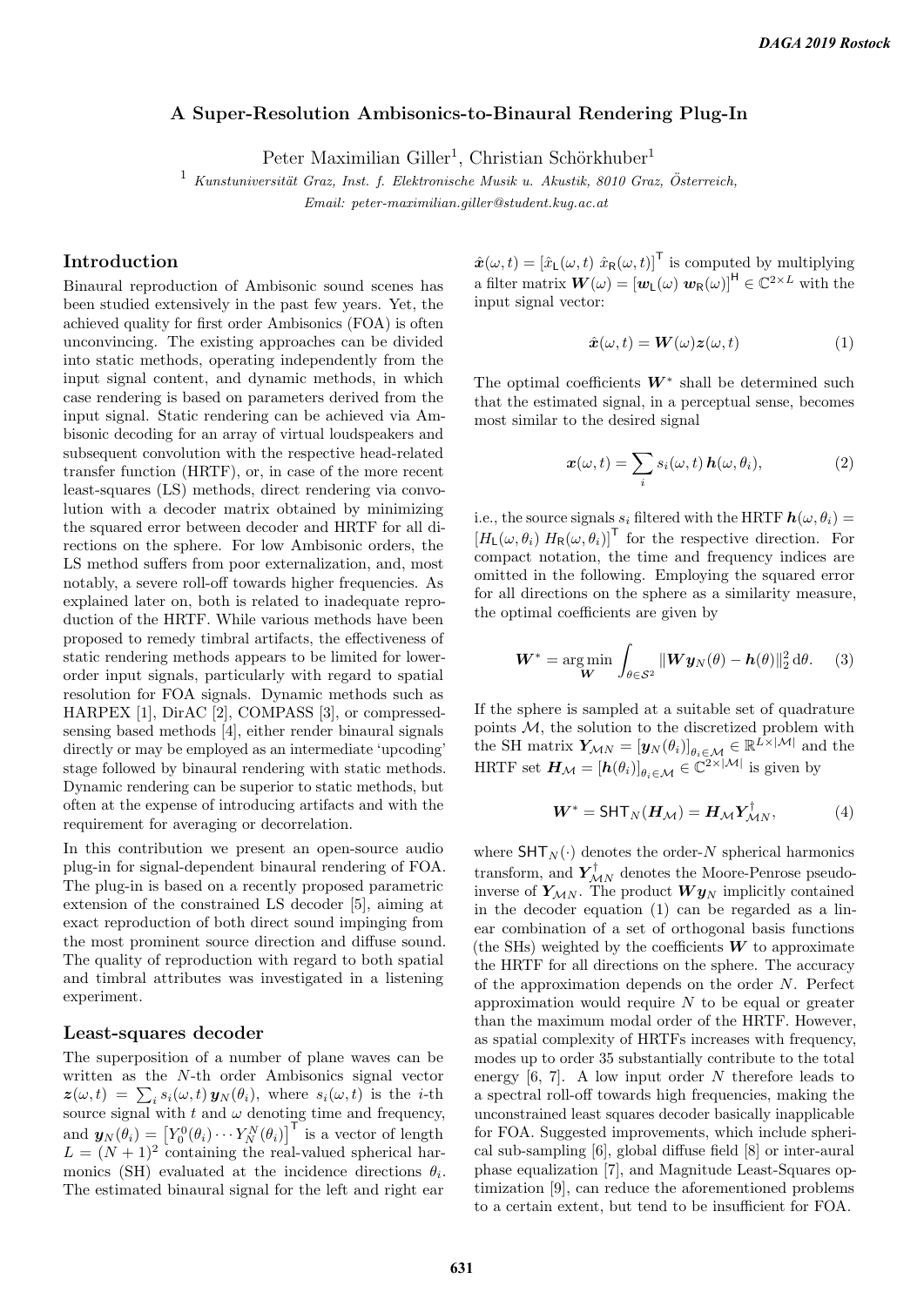# A Super-Resolution Ambisonics-to-Binaural Rendering Plug-In

Peter Maximilian Giller[1], Christian Schörkhuber[1]

[1] *Kunstuniversität Graz, Inst. f. Elektronische Musik u. Akustik, 8010 Graz, Österreich,*
*Email: peter-maximilian.giller@student.kug.ac.at*

## Introduction

Binaural reproduction of Ambisonic sound scenes has been studied extensively in the past few years. Yet, the achieved quality for first order Ambisonics (FOA) is often unconvincing. The existing approaches can be divided into static methods, operating independently from the input signal content, and dynamic methods, in which case rendering is based on parameters derived from the input signal. Static rendering can be achieved via Ambisonic decoding for an array of virtual loudspeakers and subsequent convolution with the respective head-related transfer function (HRTF), or, in case of the more recent least-squares (LS) methods, direct rendering via convolution with a decoder matrix obtained by minimizing the squared error between decoder and HRTF for all directions on the sphere. For low Ambisonic orders, the LS method suffers from poor externalization, and, most notably, a severe roll-off towards higher frequencies. As explained later on, both is related to inadequate reproduction of the HRTF. While various methods have been proposed to remedy timbral artifacts, the effectiveness of static rendering methods appears to be limited for lower-order input signals, particularly with regard to spatial resolution for FOA signals. Dynamic methods such as HARPEX [1], DirAC [2], COMPASS [3], or compressed-sensing based methods [4], either render binaural signals directly or may be employed as an intermediate 'upcoding' stage followed by binaural rendering with static methods. Dynamic rendering can be superior to static methods, but often at the expense of introducing artifacts and with the requirement for averaging or decorrelation.

In this contribution we present an open-source audio plug-in for signal-dependent binaural rendering of FOA. The plug-in is based on a recently proposed parametric extension of the constrained LS decoder [5], aiming at exact reproduction of both direct sound impinging from the most prominent source direction and diffuse sound. The quality of reproduction with regard to both spatial and timbral attributes was investigated in a listening experiment.

## Least-squares decoder

The superposition of a number of plane waves can be written as the $N$-th order Ambisonics signal vector $\boldsymbol{z}(\omega,t) = \sum_i s_i(\omega,t)\,\boldsymbol{y}_N(\theta_i)$, where $s_i(\omega,t)$ is the $i$-th source signal with $t$ and $\omega$ denoting time and frequency, and $\boldsymbol{y}_N(\theta_i) = \left[Y_0^0(\theta_i)\cdots Y_N^N(\theta_i)\right]^\mathsf{T}$ is a vector of length $L = (N+1)^2$ containing the real-valued spherical harmonics (SH) evaluated at the incidence directions $\theta_i$. The estimated binaural signal for the left and right ear $\hat{\boldsymbol{x}}(\omega,t) = [\hat{x}_\mathsf{L}(\omega,t)\ \hat{x}_\mathsf{R}(\omega,t)]^\mathsf{T}$ is computed by multiplying a filter matrix $\boldsymbol{W}(\omega) = [\boldsymbol{w}_\mathsf{L}(\omega)\ \boldsymbol{w}_\mathsf{R}(\omega)]^\mathsf{H} \in \mathbb{C}^{2\times L}$ with the input signal vector:

$$\hat{\boldsymbol{x}}(\omega,t) = \boldsymbol{W}(\omega)\boldsymbol{z}(\omega,t) \tag{1}$$

The optimal coefficients $\boldsymbol{W}^*$ shall be determined such that the estimated signal, in a perceptual sense, becomes most similar to the desired signal

$$\boldsymbol{x}(\omega,t) = \sum_i s_i(\omega,t)\,\boldsymbol{h}(\omega,\theta_i), \tag{2}$$

i.e., the source signals $s_i$ filtered with the HRTF $\boldsymbol{h}(\omega,\theta_i) = \left[H_\mathsf{L}(\omega,\theta_i)\ H_\mathsf{R}(\omega,\theta_i)\right]^\mathsf{T}$ for the respective direction. For compact notation, the time and frequency indices are omitted in the following. Employing the squared error for all directions on the sphere as a similarity measure, the optimal coefficients are given by

$$\boldsymbol{W}^* = \underset{\boldsymbol{W}}{\arg\min} \int_{\theta\in\mathcal{S}^2} \|\boldsymbol{W}\boldsymbol{y}_N(\theta) - \boldsymbol{h}(\theta)\|_2^2 \,\mathrm{d}\theta. \tag{3}$$

If the sphere is sampled at a suitable set of quadrature points $\mathcal{M}$, the solution to the discretized problem with the SH matrix $\boldsymbol{Y}_{\mathcal{M}N} = [\boldsymbol{y}_N(\theta_i)]_{\theta_i\in\mathcal{M}} \in \mathbb{R}^{L\times|\mathcal{M}|}$ and the HRTF set $\boldsymbol{H}_\mathcal{M} = [\boldsymbol{h}(\theta_i)]_{\theta_i\in\mathcal{M}} \in \mathbb{C}^{2\times|\mathcal{M}|}$ is given by

$$\boldsymbol{W}^* = \mathsf{SHT}_N(\boldsymbol{H}_\mathcal{M}) = \boldsymbol{H}_\mathcal{M}\boldsymbol{Y}_{\mathcal{M}N}^\dagger, \tag{4}$$

where $\mathsf{SHT}_N(\cdot)$ denotes the order-$N$ spherical harmonics transform, and $\boldsymbol{Y}_{\mathcal{M}N}^\dagger$ denotes the Moore-Penrose pseudo-inverse of $\boldsymbol{Y}_{\mathcal{M}N}$. The product $\boldsymbol{W}\boldsymbol{y}_N$ implicitly contained in the decoder equation (1) can be regarded as a linear combination of a set of orthogonal basis functions (the SHs) weighted by the coefficients $\boldsymbol{W}$ to approximate the HRTF for all directions on the sphere. The accuracy of the approximation depends on the order $N$. Perfect approximation would require $N$ to be equal or greater than the maximum modal order of the HRTF. However, as spatial complexity of HRTFs increases with frequency, modes up to order 35 substantially contribute to the total energy [6, 7]. A low input order $N$ therefore leads to a spectral roll-off towards high frequencies, making the unconstrained least squares decoder basically inapplicable for FOA. Suggested improvements, which include spherical sub-sampling [6], global diffuse field [8] or inter-aural phase equalization [7], and Magnitude Least-Squares optimization [9], can reduce the aforementioned problems to a certain extent, but tend to be insufficient for FOA.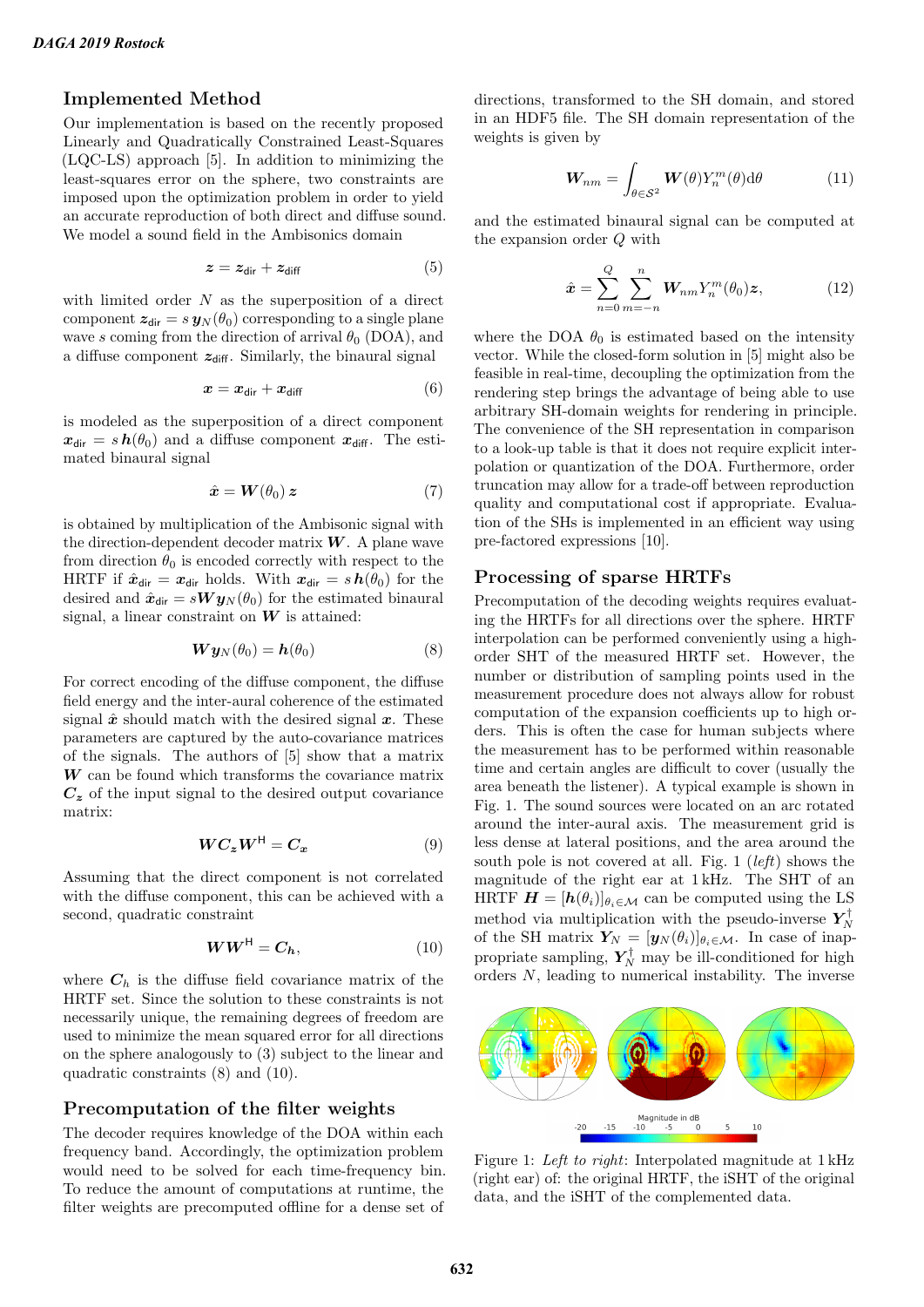## Implemented Method

Our implementation is based on the recently proposed Linearly and Quadratically Constrained Least-Squares (LQC-LS) approach [5]. In addition to minimizing the least-squares error on the sphere, two constraints are imposed upon the optimization problem in order to yield an accurate reproduction of both direct and diffuse sound. We model a sound field in the Ambisonics domain

$$\boldsymbol{z} = \boldsymbol{z}_{\mathsf{dir}} + \boldsymbol{z}_{\mathsf{diff}} \tag{5}$$

with limited order $N$ as the superposition of a direct component $\boldsymbol{z}_{\mathsf{dir}} = s\,\boldsymbol{y}_N(\theta_0)$ corresponding to a single plane wave $s$ coming from the direction of arrival $\theta_0$ (DOA), and a diffuse component $\boldsymbol{z}_{\mathsf{diff}}$. Similarly, the binaural signal

$$\boldsymbol{x} = \boldsymbol{x}_{\mathsf{dir}} + \boldsymbol{x}_{\mathsf{diff}} \tag{6}$$

is modeled as the superposition of a direct component $\boldsymbol{x}_{\mathsf{dir}} = s\,\boldsymbol{h}(\theta_0)$ and a diffuse component $\boldsymbol{x}_{\mathsf{diff}}$. The estimated binaural signal

$$\hat{\boldsymbol{x}} = \boldsymbol{W}(\theta_0)\,\boldsymbol{z} \tag{7}$$

is obtained by multiplication of the Ambisonic signal with the direction-dependent decoder matrix $\boldsymbol{W}$. A plane wave from direction $\theta_0$ is encoded correctly with respect to the HRTF if $\hat{\boldsymbol{x}}_{\mathsf{dir}} = \boldsymbol{x}_{\mathsf{dir}}$ holds. With $\boldsymbol{x}_{\mathsf{dir}} = s\,\boldsymbol{h}(\theta_0)$ for the desired and $\hat{\boldsymbol{x}}_{\mathsf{dir}} = s\boldsymbol{W}\boldsymbol{y}_N(\theta_0)$ for the estimated binaural signal, a linear constraint on $\boldsymbol{W}$ is attained:

$$\boldsymbol{W}\boldsymbol{y}_N(\theta_0) = \boldsymbol{h}(\theta_0) \tag{8}$$

For correct encoding of the diffuse component, the diffuse field energy and the inter-aural coherence of the estimated signal $\hat{\boldsymbol{x}}$ should match with the desired signal $\boldsymbol{x}$. These parameters are captured by the auto-covariance matrices of the signals. The authors of [5] show that a matrix $\boldsymbol{W}$ can be found which transforms the covariance matrix $\boldsymbol{C}_{\boldsymbol{z}}$ of the input signal to the desired output covariance matrix:

$$\boldsymbol{W}\boldsymbol{C}_{\boldsymbol{z}}\boldsymbol{W}^{\mathsf{H}} = \boldsymbol{C}_{\boldsymbol{x}} \tag{9}$$

Assuming that the direct component is not correlated with the diffuse component, this can be achieved with a second, quadratic constraint

$$\boldsymbol{W}\boldsymbol{W}^{\mathsf{H}} = \boldsymbol{C}_{\boldsymbol{h}}, \tag{10}$$

where $\boldsymbol{C}_h$ is the diffuse field covariance matrix of the HRTF set. Since the solution to these constraints is not necessarily unique, the remaining degrees of freedom are used to minimize the mean squared error for all directions on the sphere analogously to (3) subject to the linear and quadratic constraints (8) and (10).

## Precomputation of the filter weights

The decoder requires knowledge of the DOA within each frequency band. Accordingly, the optimization problem would need to be solved for each time-frequency bin. To reduce the amount of computations at runtime, the filter weights are precomputed offline for a dense set of directions, transformed to the SH domain, and stored in an HDF5 file. The SH domain representation of the weights is given by

$$\boldsymbol{W}_{nm} = \int_{\theta\in\mathcal{S}^2} \boldsymbol{W}(\theta) Y_n^m(\theta)\mathrm{d}\theta \tag{11}$$

and the estimated binaural signal can be computed at the expansion order $Q$ with

$$\hat{\boldsymbol{x}} = \sum_{n=0}^{Q}\sum_{m=-n}^{n} \boldsymbol{W}_{nm} Y_n^m(\theta_0)\boldsymbol{z}, \tag{12}$$

where the DOA $\theta_0$ is estimated based on the intensity vector. While the closed-form solution in [5] might also be feasible in real-time, decoupling the optimization from the rendering step brings the advantage of being able to use arbitrary SH-domain weights for rendering in principle. The convenience of the SH representation in comparison to a look-up table is that it does not require explicit interpolation or quantization of the DOA. Furthermore, order truncation may allow for a trade-off between reproduction quality and computational cost if appropriate. Evaluation of the SHs is implemented in an efficient way using pre-factored expressions [10].

## Processing of sparse HRTFs

Precomputation of the decoding weights requires evaluating the HRTFs for all directions over the sphere. HRTF interpolation can be performed conveniently using a high-order SHT of the measured HRTF set. However, the number or distribution of sampling points used in the measurement procedure does not always allow for robust computation of the expansion coefficients up to high orders. This is often the case for human subjects where the measurement has to be performed within reasonable time and certain angles are difficult to cover (usually the area beneath the listener). A typical example is shown in Fig. 1. The sound sources were located on an arc rotated around the inter-aural axis. The measurement grid is less dense at lateral positions, and the area around the south pole is not covered at all. Fig. 1 (*left*) shows the magnitude of the right ear at 1 kHz. The SHT of an HRTF $\boldsymbol{H} = [\boldsymbol{h}(\theta_i)]_{\theta_i\in\mathcal{M}}$ can be computed using the LS method via multiplication with the pseudo-inverse $\boldsymbol{Y}_N^{\dagger}$ of the SH matrix $\boldsymbol{Y}_N = [\boldsymbol{y}_N(\theta_i)]_{\theta_i\in\mathcal{M}}$. In case of inappropriate sampling, $\boldsymbol{Y}_N^{\dagger}$ may be ill-conditioned for high orders $N$, leading to numerical instability. The inverse

Figure 1: *Left to right*: Interpolated magnitude at 1 kHz (right ear) of: the original HRTF, the iSHT of the original data, and the iSHT of the complemented data.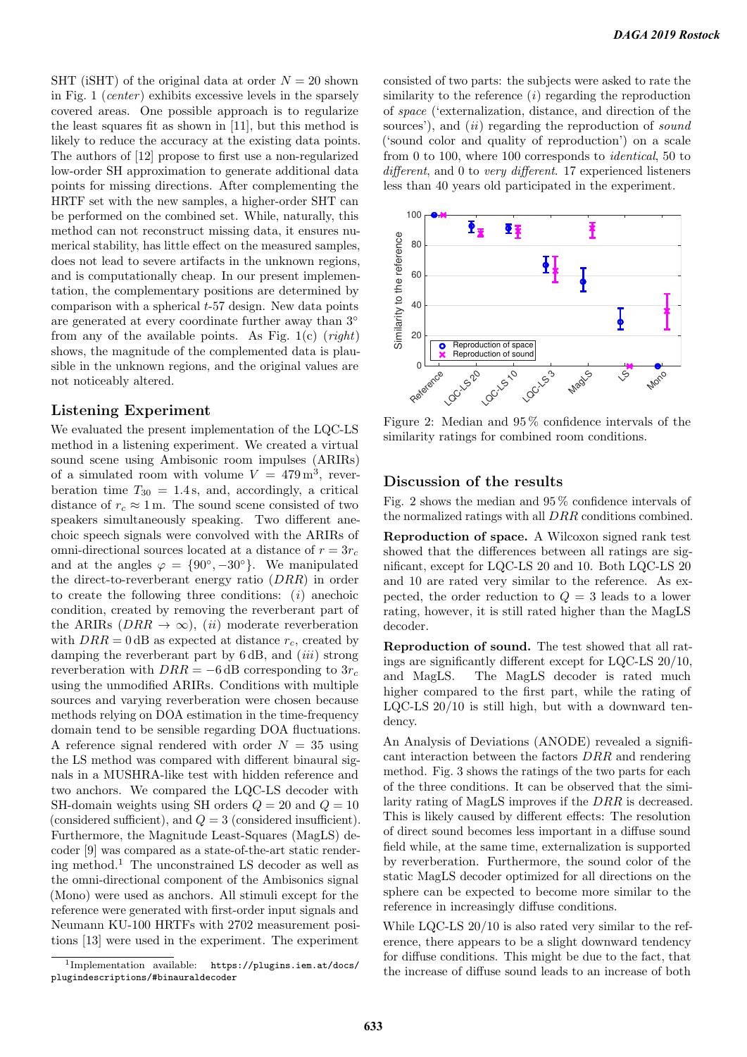SHT (iSHT) of the original data at order $N = 20$ shown in Fig. 1 (*center*) exhibits excessive levels in the sparsely covered areas. One possible approach is to regularize the least squares fit as shown in [11], but this method is likely to reduce the accuracy at the existing data points. The authors of [12] propose to first use a non-regularized low-order SH approximation to generate additional data points for missing directions. After complementing the HRTF set with the new samples, a higher-order SHT can be performed on the combined set. While, naturally, this method can not reconstruct missing data, it ensures numerical stability, has little effect on the measured samples, does not lead to severe artifacts in the unknown regions, and is computationally cheap. In our present implementation, the complementary positions are determined by comparison with a spherical $t$-57 design. New data points are generated at every coordinate further away than 3° from any of the available points. As Fig. 1(c) (*right*) shows, the magnitude of the complemented data is plausible in the unknown regions, and the original values are not noticeably altered.

## Listening Experiment

We evaluated the present implementation of the LQC-LS method in a listening experiment. We created a virtual sound scene using Ambisonic room impulses (ARIRs) of a simulated room with volume $V = 479\,\mathrm{m}^3$, reverberation time $T_{30} = 1.4\,\mathrm{s}$, and, accordingly, a critical distance of $r_c \approx 1\,\mathrm{m}$. The sound scene consisted of two speakers simultaneously speaking. Two different anechoic speech signals were convolved with the ARIRs of omni-directional sources located at a distance of $r = 3r_c$ and at the angles $\varphi = \{90°, -30°\}$. We manipulated the direct-to-reverberant energy ratio ($DRR$) in order to create the following three conditions: ($i$) anechoic condition, created by removing the reverberant part of the ARIRs ($DRR \to \infty$), ($ii$) moderate reverberation with $DRR = 0\,\mathrm{dB}$ as expected at distance $r_c$, created by damping the reverberant part by 6 dB, and ($iii$) strong reverberation with $DRR = -6\,\mathrm{dB}$ corresponding to $3r_c$ using the unmodified ARIRs. Conditions with multiple sources and varying reverberation were chosen because methods relying on DOA estimation in the time-frequency domain tend to be sensible regarding DOA fluctuations. A reference signal rendered with order $N = 35$ using the LS method was compared with different binaural signals in a MUSHRA-like test with hidden reference and two anchors. We compared the LQC-LS decoder with SH-domain weights using SH orders $Q = 20$ and $Q = 10$ (considered sufficient), and $Q = 3$ (considered insufficient). Furthermore, the Magnitude Least-Squares (MagLS) decoder [9] was compared as a state-of-the-art static rendering method.[1] The unconstrained LS decoder as well as the omni-directional component of the Ambisonics signal (Mono) were used as anchors. All stimuli except for the reference were generated with first-order input signals and Neumann KU-100 HRTFs with 2702 measurement positions [13] were used in the experiment. The experiment consisted of two parts: the subjects were asked to rate the similarity to the reference ($i$) regarding the reproduction of *space* ('externalization, distance, and direction of the sources'), and ($ii$) regarding the reproduction of *sound* ('sound color and quality of reproduction') on a scale from 0 to 100, where 100 corresponds to *identical*, 50 to *different*, and 0 to *very different*. 17 experienced listeners less than 40 years old participated in the experiment.

[1] Implementation available: `https://plugins.iem.at/docs/plugindescriptions/#binauraldecoder`

Figure 2: Median and 95 % confidence intervals of the similarity ratings for combined room conditions.

## Discussion of the results

Fig. 2 shows the median and 95 % confidence intervals of the normalized ratings with all $DRR$ conditions combined.

**Reproduction of space.** A Wilcoxon signed rank test showed that the differences between all ratings are significant, except for LQC-LS 20 and 10. Both LQC-LS 20 and 10 are rated very similar to the reference. As expected, the order reduction to $Q = 3$ leads to a lower rating, however, it is still rated higher than the MagLS decoder.

**Reproduction of sound.** The test showed that all ratings are significantly different except for LQC-LS 20/10, and MagLS. The MagLS decoder is rated much higher compared to the first part, while the rating of LQC-LS 20/10 is still high, but with a downward tendency.

An Analysis of Deviations (ANODE) revealed a significant interaction between the factors $DRR$ and rendering method. Fig. 3 shows the ratings of the two parts for each of the three conditions. It can be observed that the similarity rating of MagLS improves if the $DRR$ is decreased. This is likely caused by different effects: The resolution of direct sound becomes less important in a diffuse sound field while, at the same time, externalization is supported by reverberation. Furthermore, the sound color of the static MagLS decoder optimized for all directions on the sphere can be expected to become more similar to the reference in increasingly diffuse conditions.

While LQC-LS 20/10 is also rated very similar to the reference, there appears to be a slight downward tendency for diffuse conditions. This might be due to the fact, that the increase of diffuse sound leads to an increase of both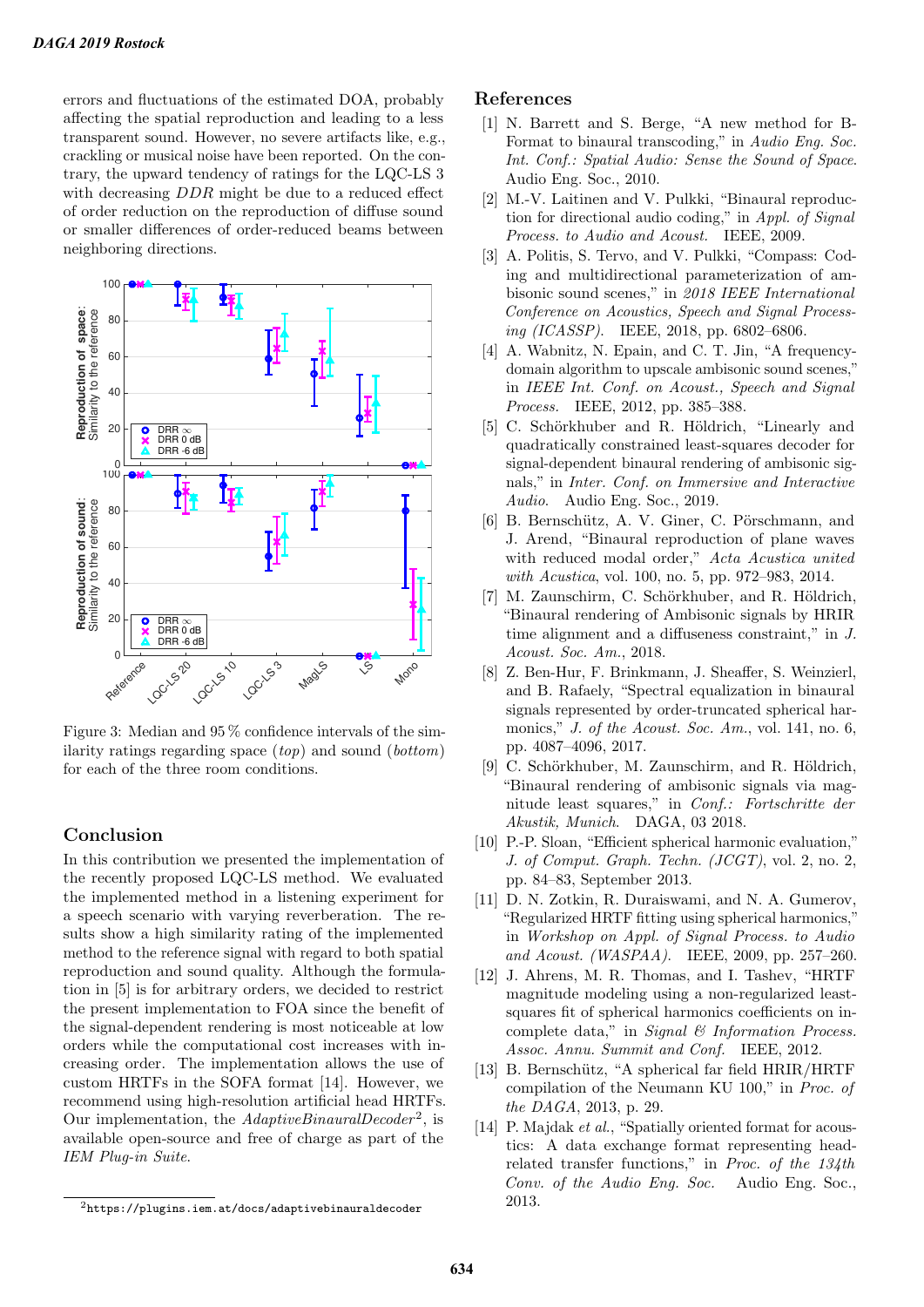errors and fluctuations of the estimated DOA, probably affecting the spatial reproduction and leading to a less transparent sound. However, no severe artifacts like, e.g., crackling or musical noise have been reported. On the contrary, the upward tendency of ratings for the LQC-LS 3 with decreasing *DDR* might be due to a reduced effect of order reduction on the reproduction of diffuse sound or smaller differences of order-reduced beams between neighboring directions.

**Reproduction of space**: Similarity to the reference

100
80
60
40
20
0

DRR ∞
DRR 0 dB
DRR -6 dB

**Reproduction of sound**: Similarity to the reference

100
80
60
40
20
0

DRR ∞
DRR 0 dB
DRR -6 dB

Reference
LQC-LS 20
LQC-LS 10
LQC-LS 3
MagLS
LS
Mono

Figure 3: Median and 95 % confidence intervals of the similarity ratings regarding space (*top*) and sound (*bottom*) for each of the three room conditions.

## Conclusion

In this contribution we presented the implementation of the recently proposed LQC-LS method. We evaluated the implemented method in a listening experiment for a speech scenario with varying reverberation. The results show a high similarity rating of the implemented method to the reference signal with regard to both spatial reproduction and sound quality. Although the formulation in [5] is for arbitrary orders, we decided to restrict the present implementation to FOA since the benefit of the signal-dependent rendering is most noticeable at low orders while the computational cost increases with increasing order. The implementation allows the use of custom HRTFs in the SOFA format [14]. However, we recommend using high-resolution artificial head HRTFs. Our implementation, the *AdaptiveBinauralDecoder*[2], is available open-source and free of charge as part of the *IEM Plug-in Suite*.

[2] https://plugins.iem.at/docs/adaptivebinauraldecoder

## References

[1] N. Barrett and S. Berge, "A new method for B-Format to binaural transcoding," in *Audio Eng. Soc. Int. Conf.: Spatial Audio: Sense the Sound of Space*. Audio Eng. Soc., 2010.

[2] M.-V. Laitinen and V. Pulkki, "Binaural reproduction for directional audio coding," in *Appl. of Signal Process. to Audio and Acoust.* IEEE, 2009.

[3] A. Politis, S. Tervo, and V. Pulkki, "Compass: Coding and multidirectional parameterization of ambisonic sound scenes," in *2018 IEEE International Conference on Acoustics, Speech and Signal Processing (ICASSP)*. IEEE, 2018, pp. 6802–6806.

[4] A. Wabnitz, N. Epain, and C. T. Jin, "A frequency-domain algorithm to upscale ambisonic sound scenes," in *IEEE Int. Conf. on Acoust., Speech and Signal Process.* IEEE, 2012, pp. 385–388.

[5] C. Schörkhuber and R. Höldrich, "Linearly and quadratically constrained least-squares decoder for signal-dependent binaural rendering of ambisonic signals," in *Inter. Conf. on Immersive and Interactive Audio*. Audio Eng. Soc., 2019.

[6] B. Bernschütz, A. V. Giner, C. Pörschmann, and J. Arend, "Binaural reproduction of plane waves with reduced modal order," *Acta Acustica united with Acustica*, vol. 100, no. 5, pp. 972–983, 2014.

[7] M. Zaunschirm, C. Schörkhuber, and R. Höldrich, "Binaural rendering of Ambisonic signals by HRIR time alignment and a diffuseness constraint," in *J. Acoust. Soc. Am.*, 2018.

[8] Z. Ben-Hur, F. Brinkmann, J. Sheaffer, S. Weinzierl, and B. Rafaely, "Spectral equalization in binaural signals represented by order-truncated spherical harmonics," *J. of the Acoust. Soc. Am.*, vol. 141, no. 6, pp. 4087–4096, 2017.

[9] C. Schörkhuber, M. Zaunschirm, and R. Höldrich, "Binaural rendering of ambisonic signals via magnitude least squares," in *Conf.: Fortschritte der Akustik, Munich*. DAGA, 03 2018.

[10] P.-P. Sloan, "Efficient spherical harmonic evaluation," *J. of Comput. Graph. Techn. (JCGT)*, vol. 2, no. 2, pp. 84–83, September 2013.

[11] D. N. Zotkin, R. Duraiswami, and N. A. Gumerov, "Regularized HRTF fitting using spherical harmonics," in *Workshop on Appl. of Signal Process. to Audio and Acoust. (WASPAA)*. IEEE, 2009, pp. 257–260.

[12] J. Ahrens, M. R. Thomas, and I. Tashev, "HRTF magnitude modeling using a non-regularized least-squares fit of spherical harmonics coefficients on incomplete data," in *Signal & Information Process. Assoc. Annu. Summit and Conf.* IEEE, 2012.

[13] B. Bernschütz, "A spherical far field HRIR/HRTF compilation of the Neumann KU 100," in *Proc. of the DAGA*, 2013, p. 29.

[14] P. Majdak *et al.*, "Spatially oriented format for acoustics: A data exchange format representing head-related transfer functions," in *Proc. of the 134th Conv. of the Audio Eng. Soc.* Audio Eng. Soc., 2013.